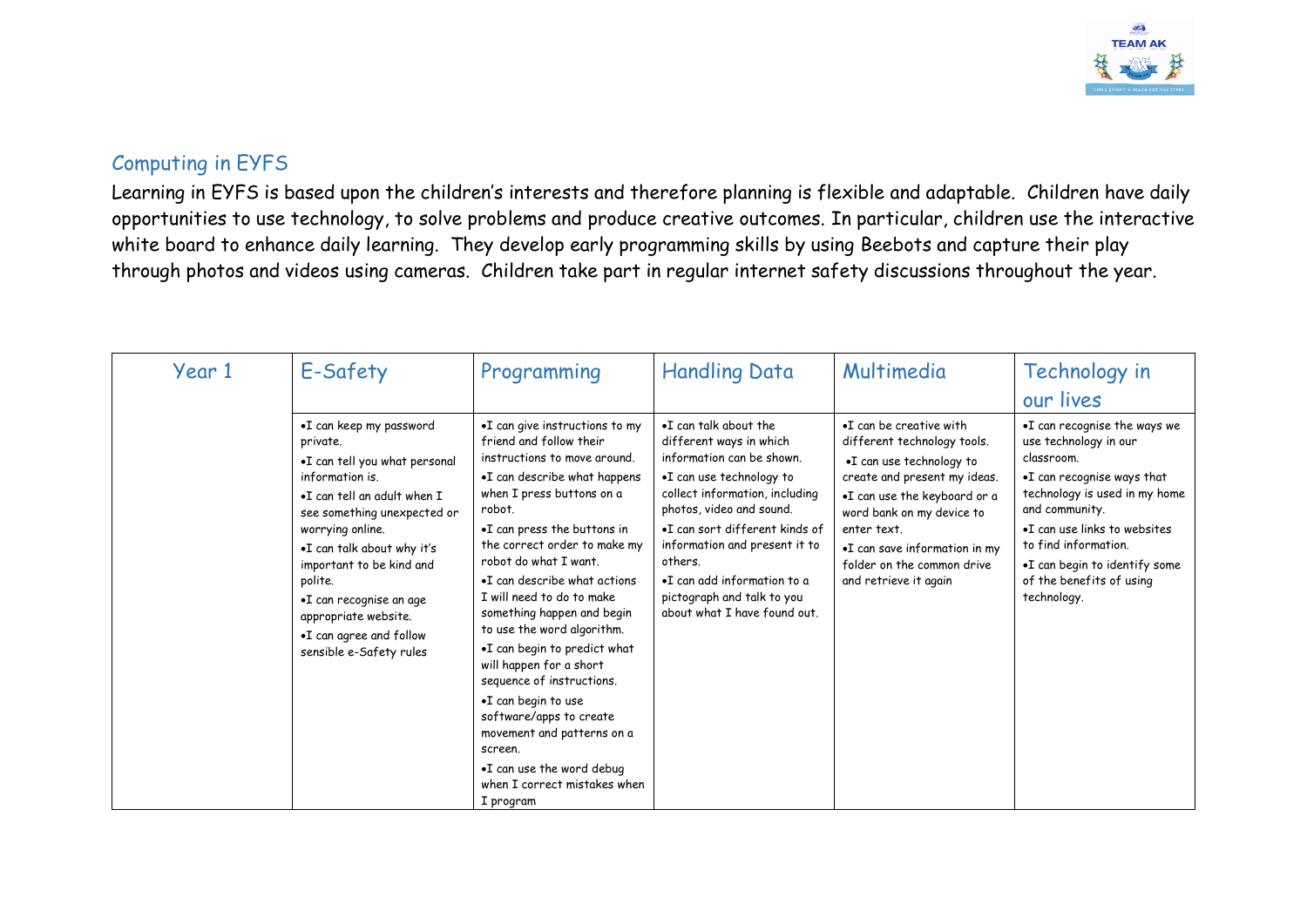## Computing in EYFS

Learning in EYFS is based upon the children's interests and therefore planning is flexible and adaptable. Children have daily opportunities to use technology, to solve problems and produce creative outcomes. In particular, children use the interactive white board to enhance daily learning. They develop early programming skills by using Beebots and capture their play through photos and videos using cameras. Children take part in regular internet safety discussions throughout the year.

| Year 1 | E-Safety | Programming | Handling Data | Multimedia | Technology in our lives |
|---|---|---|---|---|---|
| | •I can keep my password private.<br>•I can tell you what personal information is.<br>•I can tell an adult when I see something unexpected or worrying online.<br>•I can talk about why it's important to be kind and polite.<br>•I can recognise an age appropriate website.<br>•I can agree and follow sensible e-Safety rules | •I can give instructions to my friend and follow their instructions to move around.<br>•I can describe what happens when I press buttons on a robot.<br>•I can press the buttons in the correct order to make my robot do what I want.<br>•I can describe what actions I will need to do to make something happen and begin to use the word algorithm.<br>•I can begin to predict what will happen for a short sequence of instructions.<br>•I can begin to use software/apps to create movement and patterns on a screen.<br>•I can use the word debug when I correct mistakes when I program | •I can talk about the different ways in which information can be shown.<br>•I can use technology to collect information, including photos, video and sound.<br>•I can sort different kinds of information and present it to others.<br>•I can add information to a pictograph and talk to you about what I have found out. | •I can be creative with different technology tools.<br>•I can use technology to create and present my ideas.<br>•I can use the keyboard or a word bank on my device to enter text.<br>•I can save information in my folder on the common drive and retrieve it again | •I can recognise the ways we use technology in our classroom.<br>•I can recognise ways that technology is used in my home and community.<br>•I can use links to websites to find information.<br>•I can begin to identify some of the benefits of using technology. |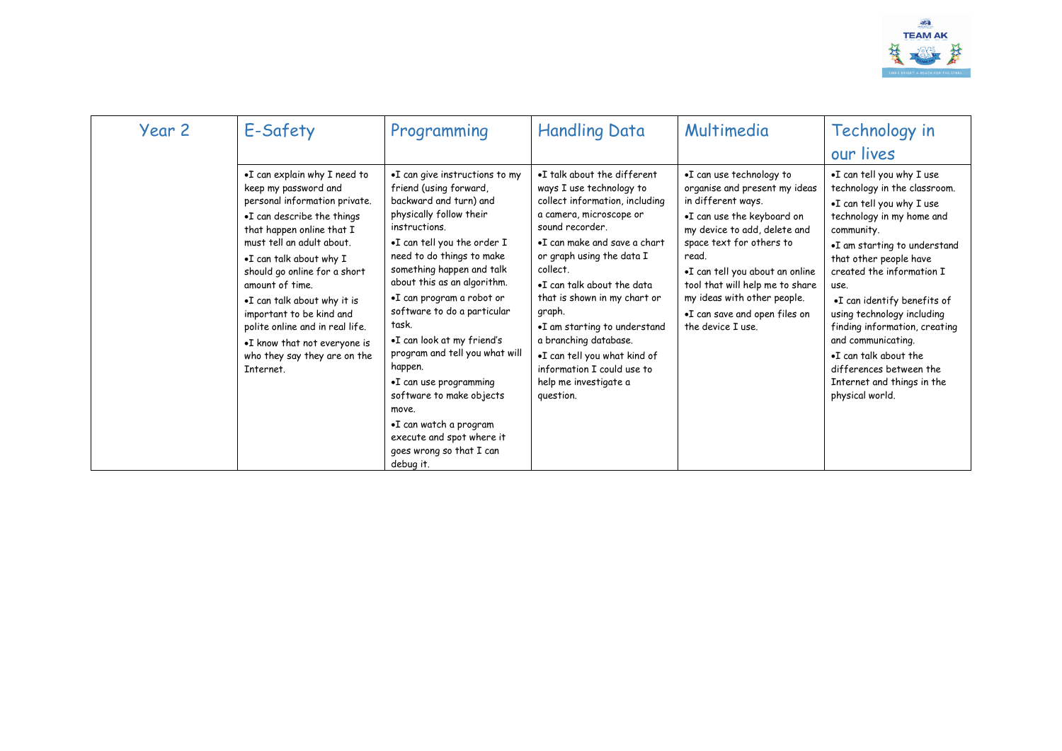| Year 2 | E-Safety | Programming | Handling Data | Multimedia | Technology in our lives |
|---|---|---|---|---|---|
| | •I can explain why I need to keep my password and personal information private.<br>•I can describe the things that happen online that I must tell an adult about.<br>•I can talk about why I should go online for a short amount of time.<br>•I can talk about why it is important to be kind and polite online and in real life.<br>•I know that not everyone is who they say they are on the Internet. | •I can give instructions to my friend (using forward, backward and turn) and physically follow their instructions.<br>•I can tell you the order I need to do things to make something happen and talk about this as an algorithm.<br>•I can program a robot or software to do a particular task.<br>•I can look at my friend's program and tell you what will happen.<br>•I can use programming software to make objects move.<br>•I can watch a program execute and spot where it goes wrong so that I can debug it. | •I talk about the different ways I use technology to collect information, including a camera, microscope or sound recorder.<br>•I can make and save a chart or graph using the data I collect.<br>•I can talk about the data that is shown in my chart or graph.<br>•I am starting to understand a branching database.<br>•I can tell you what kind of information I could use to help me investigate a question. | •I can use technology to organise and present my ideas in different ways.<br>•I can use the keyboard on my device to add, delete and space text for others to read.<br>•I can tell you about an online tool that will help me to share my ideas with other people.<br>•I can save and open files on the device I use. | •I can tell you why I use technology in the classroom.<br>•I can tell you why I use technology in my home and community.<br>•I am starting to understand that other people have created the information I use.<br>•I can identify benefits of using technology including finding information, creating and communicating.<br>•I can talk about the differences between the Internet and things in the physical world. |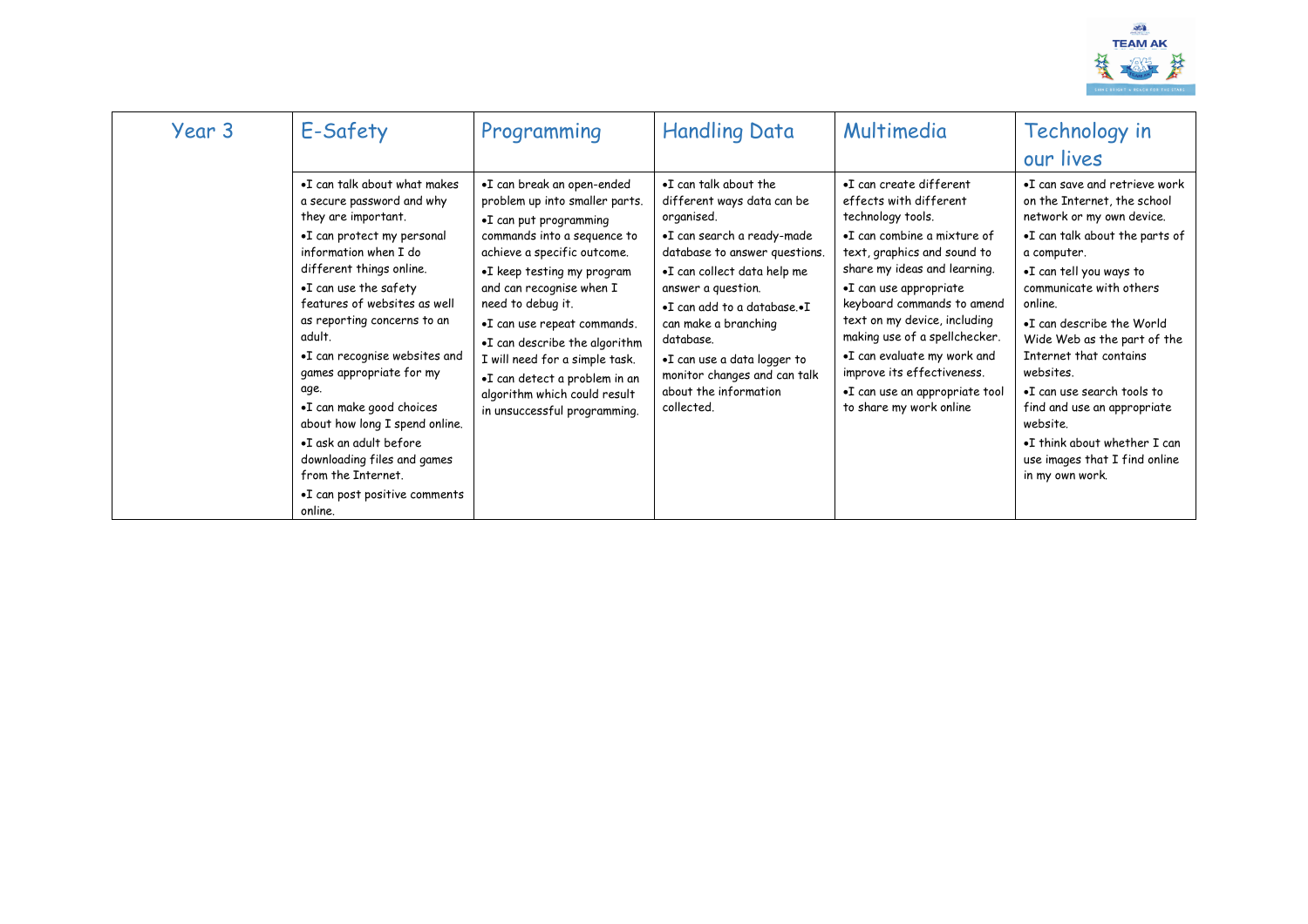| Year 3 | E-Safety | Programming | Handling Data | Multimedia | Technology in our lives |
|---|---|---|---|---|---|
| | •I can talk about what makes a secure password and why they are important.<br>•I can protect my personal information when I do different things online.<br>•I can use the safety features of websites as well as reporting concerns to an adult.<br>•I can recognise websites and games appropriate for my age.<br>•I can make good choices about how long I spend online.<br>•I ask an adult before downloading files and games from the Internet.<br>•I can post positive comments online. | •I can break an open-ended problem up into smaller parts.<br>•I can put programming commands into a sequence to achieve a specific outcome.<br>•I keep testing my program and can recognise when I need to debug it.<br>•I can use repeat commands.<br>•I can describe the algorithm I will need for a simple task.<br>•I can detect a problem in an algorithm which could result in unsuccessful programming. | •I can talk about the different ways data can be organised.<br>•I can search a ready-made database to answer questions.<br>•I can collect data help me answer a question.<br>•I can add to a database.•I can make a branching database.<br>•I can use a data logger to monitor changes and can talk about the information collected. | •I can create different effects with different technology tools.<br>•I can combine a mixture of text, graphics and sound to share my ideas and learning.<br>•I can use appropriate keyboard commands to amend text on my device, including making use of a spellchecker.<br>•I can evaluate my work and improve its effectiveness.<br>•I can use an appropriate tool to share my work online | •I can save and retrieve work on the Internet, the school network or my own device.<br>•I can talk about the parts of a computer.<br>•I can tell you ways to communicate with others online.<br>•I can describe the World Wide Web as the part of the Internet that contains websites.<br>•I can use search tools to find and use an appropriate website.<br>•I think about whether I can use images that I find online in my own work. |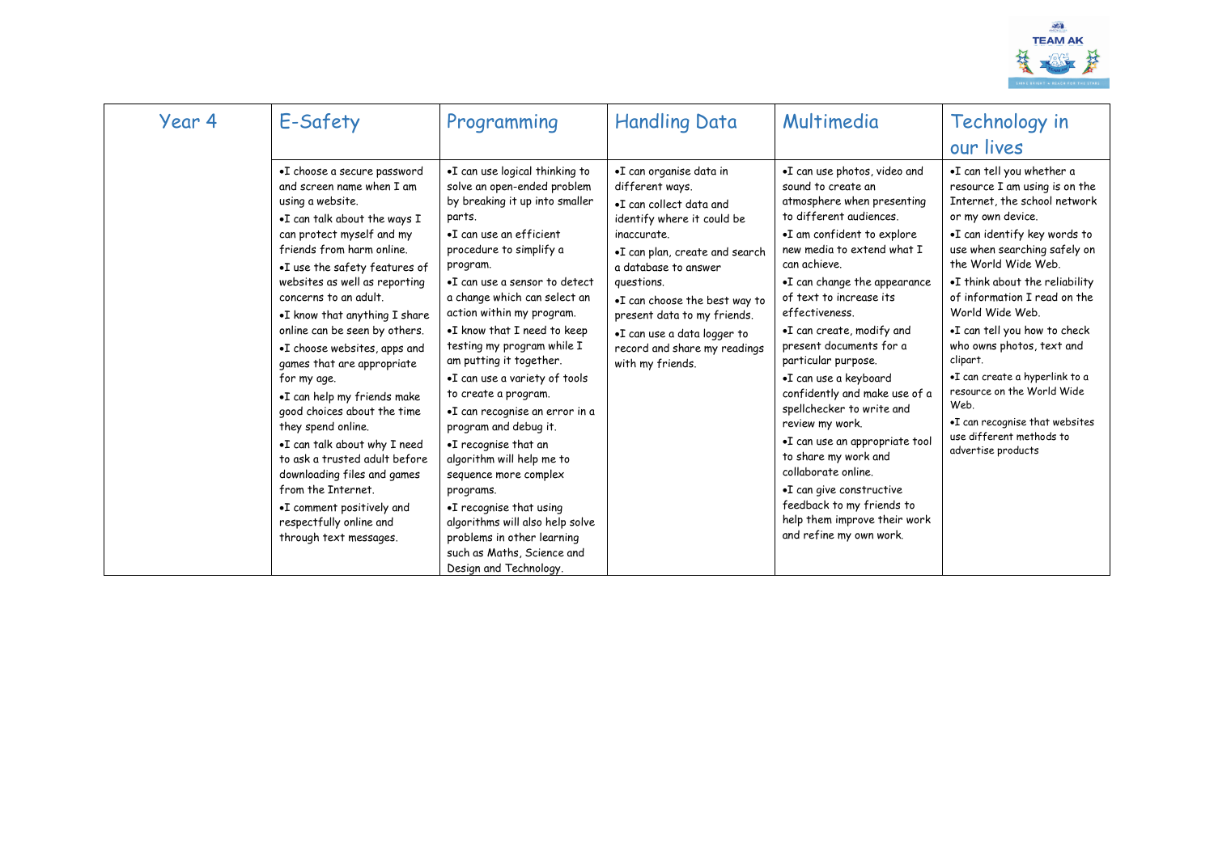| Year 4 | E-Safety | Programming | Handling Data | Multimedia | Technology in our lives |
|---|---|---|---|---|---|
| | •I choose a secure password and screen name when I am using a website.<br>•I can talk about the ways I can protect myself and my friends from harm online.<br>•I use the safety features of websites as well as reporting concerns to an adult.<br>•I know that anything I share online can be seen by others.<br>•I choose websites, apps and games that are appropriate for my age.<br>•I can help my friends make good choices about the time they spend online.<br>•I can talk about why I need to ask a trusted adult before downloading files and games from the Internet.<br>•I comment positively and respectfully online and through text messages. | •I can use logical thinking to solve an open-ended problem by breaking it up into smaller parts.<br>•I can use an efficient procedure to simplify a program.<br>•I can use a sensor to detect a change which can select an action within my program.<br>•I know that I need to keep testing my program while I am putting it together.<br>•I can use a variety of tools to create a program.<br>•I can recognise an error in a program and debug it.<br>•I recognise that an algorithm will help me to sequence more complex programs.<br>•I recognise that using algorithms will also help solve problems in other learning such as Maths, Science and Design and Technology. | •I can organise data in different ways.<br>•I can collect data and identify where it could be inaccurate.<br>•I can plan, create and search a database to answer questions.<br>•I can choose the best way to present data to my friends.<br>•I can use a data logger to record and share my readings with my friends. | •I can use photos, video and sound to create an atmosphere when presenting to different audiences.<br>•I am confident to explore new media to extend what I can achieve.<br>•I can change the appearance of text to increase its effectiveness.<br>•I can create, modify and present documents for a particular purpose.<br>•I can use a keyboard confidently and make use of a spellchecker to write and review my work.<br>•I can use an appropriate tool to share my work and collaborate online.<br>•I can give constructive feedback to my friends to help them improve their work and refine my own work. | •I can tell you whether a resource I am using is on the Internet, the school network or my own device.<br>•I can identify key words to use when searching safely on the World Wide Web.<br>•I think about the reliability of information I read on the World Wide Web.<br>•I can tell you how to check who owns photos, text and clipart.<br>•I can create a hyperlink to a resource on the World Wide Web.<br>•I can recognise that websites use different methods to advertise products |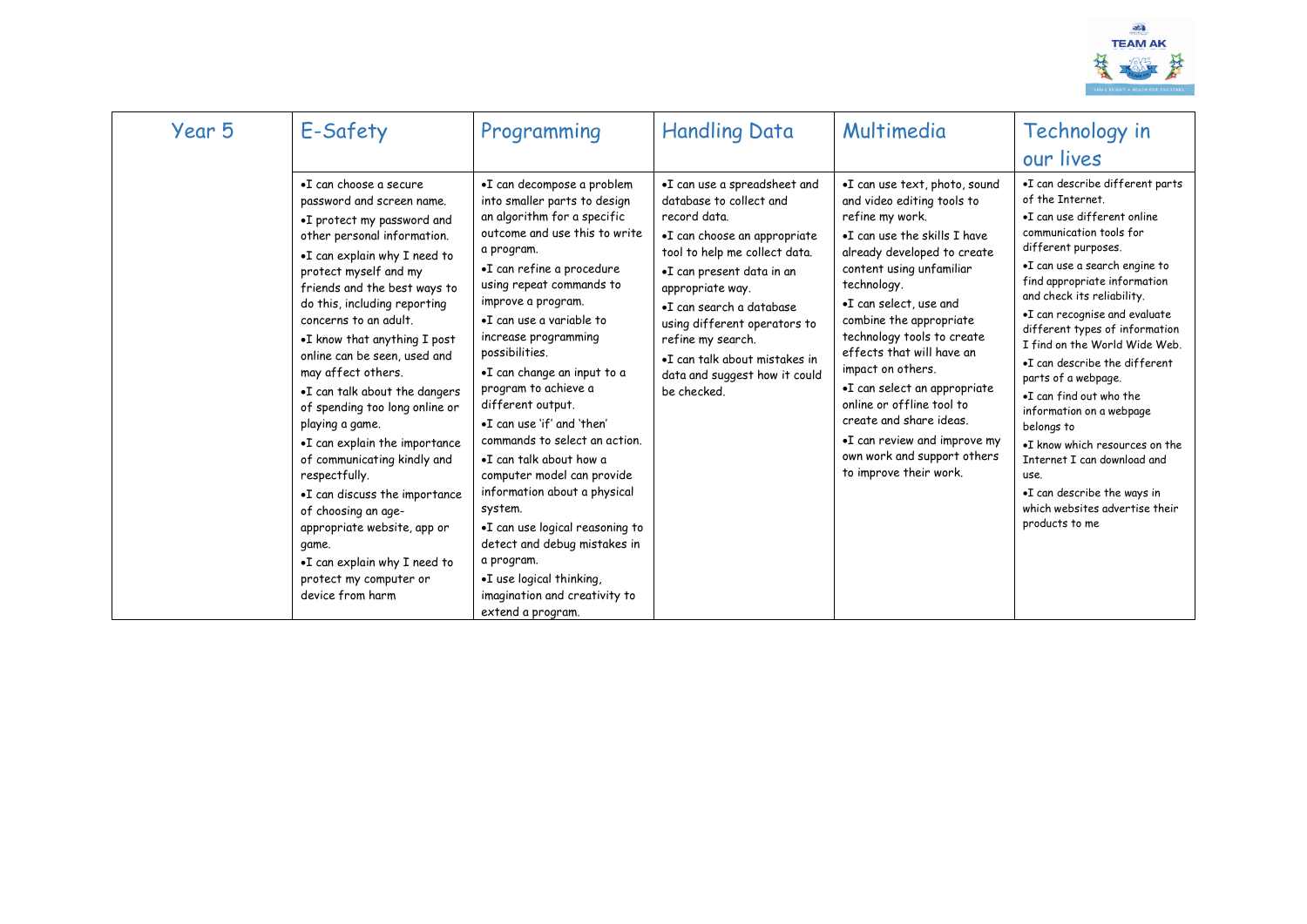| Year 5 | E-Safety | Programming | Handling Data | Multimedia | Technology in our lives |
|---|---|---|---|---|---|
| | •I can choose a secure password and screen name.<br>•I protect my password and other personal information.<br>•I can explain why I need to protect myself and my friends and the best ways to do this, including reporting concerns to an adult.<br>•I know that anything I post online can be seen, used and may affect others.<br>•I can talk about the dangers of spending too long online or playing a game.<br>•I can explain the importance of communicating kindly and respectfully.<br>•I can discuss the importance of choosing an age-appropriate website, app or game.<br>•I can explain why I need to protect my computer or device from harm | •I can decompose a problem into smaller parts to design an algorithm for a specific outcome and use this to write a program.<br>•I can refine a procedure using repeat commands to improve a program.<br>•I can use a variable to increase programming possibilities.<br>•I can change an input to a program to achieve a different output.<br>•I can use 'if' and 'then' commands to select an action.<br>•I can talk about how a computer model can provide information about a physical system.<br>•I can use logical reasoning to detect and debug mistakes in a program.<br>•I use logical thinking, imagination and creativity to extend a program. | •I can use a spreadsheet and database to collect and record data.<br>•I can choose an appropriate tool to help me collect data.<br>•I can present data in an appropriate way.<br>•I can search a database using different operators to refine my search.<br>•I can talk about mistakes in data and suggest how it could be checked. | •I can use text, photo, sound and video editing tools to refine my work.<br>•I can use the skills I have already developed to create content using unfamiliar technology.<br>•I can select, use and combine the appropriate technology tools to create effects that will have an impact on others.<br>•I can select an appropriate online or offline tool to create and share ideas.<br>•I can review and improve my own work and support others to improve their work. | •I can describe different parts of the Internet.<br>•I can use different online communication tools for different purposes.<br>•I can use a search engine to find appropriate information and check its reliability.<br>•I can recognise and evaluate different types of information I find on the World Wide Web.<br>•I can describe the different parts of a webpage.<br>•I can find out who the information on a webpage belongs to<br>•I know which resources on the Internet I can download and use.<br>•I can describe the ways in which websites advertise their products to me |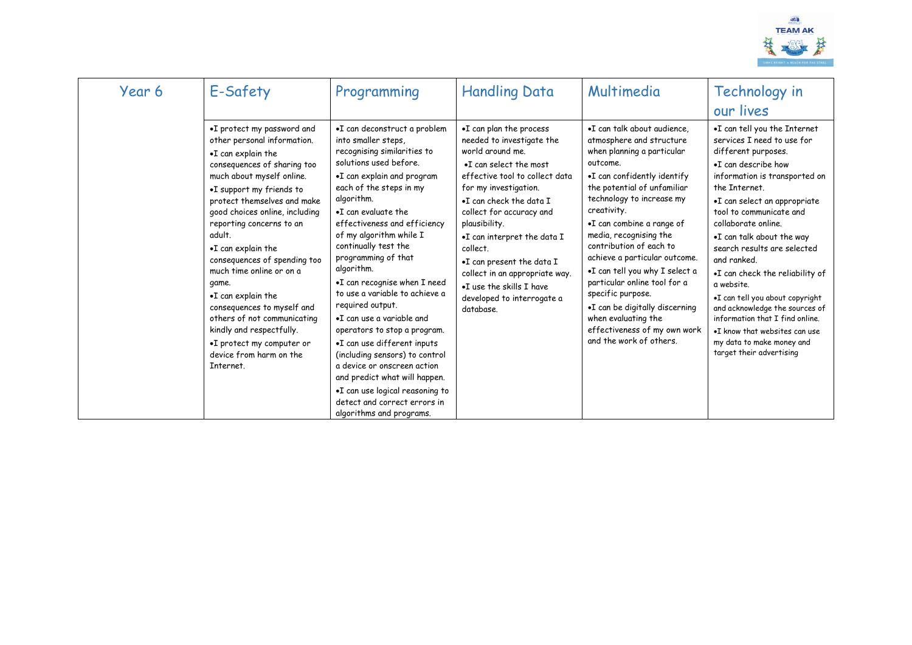| Year 6 | E-Safety | Programming | Handling Data | Multimedia | Technology in our lives |
|---|---|---|---|---|---|
| | •I protect my password and other personal information.<br>•I can explain the consequences of sharing too much about myself online.<br>•I support my friends to protect themselves and make good choices online, including reporting concerns to an adult.<br>•I can explain the consequences of spending too much time online or on a game.<br>•I can explain the consequences to myself and others of not communicating kindly and respectfully.<br>•I protect my computer or device from harm on the Internet. | •I can deconstruct a problem into smaller steps, recognising similarities to solutions used before.<br>•I can explain and program each of the steps in my algorithm.<br>•I can evaluate the effectiveness and efficiency of my algorithm while I continually test the programming of that algorithm.<br>•I can recognise when I need to use a variable to achieve a required output.<br>•I can use a variable and operators to stop a program.<br>•I can use different inputs (including sensors) to control a device or onscreen action and predict what will happen.<br>•I can use logical reasoning to detect and correct errors in algorithms and programs. | •I can plan the process needed to investigate the world around me.<br>•I can select the most effective tool to collect data for my investigation.<br>•I can check the data I collect for accuracy and plausibility.<br>•I can interpret the data I collect.<br>•I can present the data I collect in an appropriate way.<br>•I use the skills I have developed to interrogate a database. | •I can talk about audience, atmosphere and structure when planning a particular outcome.<br>•I can confidently identify the potential of unfamiliar technology to increase my creativity.<br>•I can combine a range of media, recognising the contribution of each to achieve a particular outcome.<br>•I can tell you why I select a particular online tool for a specific purpose.<br>•I can be digitally discerning when evaluating the effectiveness of my own work and the work of others. | •I can tell you the Internet services I need to use for different purposes.<br>•I can describe how information is transported on the Internet.<br>•I can select an appropriate tool to communicate and collaborate online.<br>•I can talk about the way search results are selected and ranked.<br>•I can check the reliability of a website.<br>•I can tell you about copyright and acknowledge the sources of information that I find online.<br>•I know that websites can use my data to make money and target their advertising |